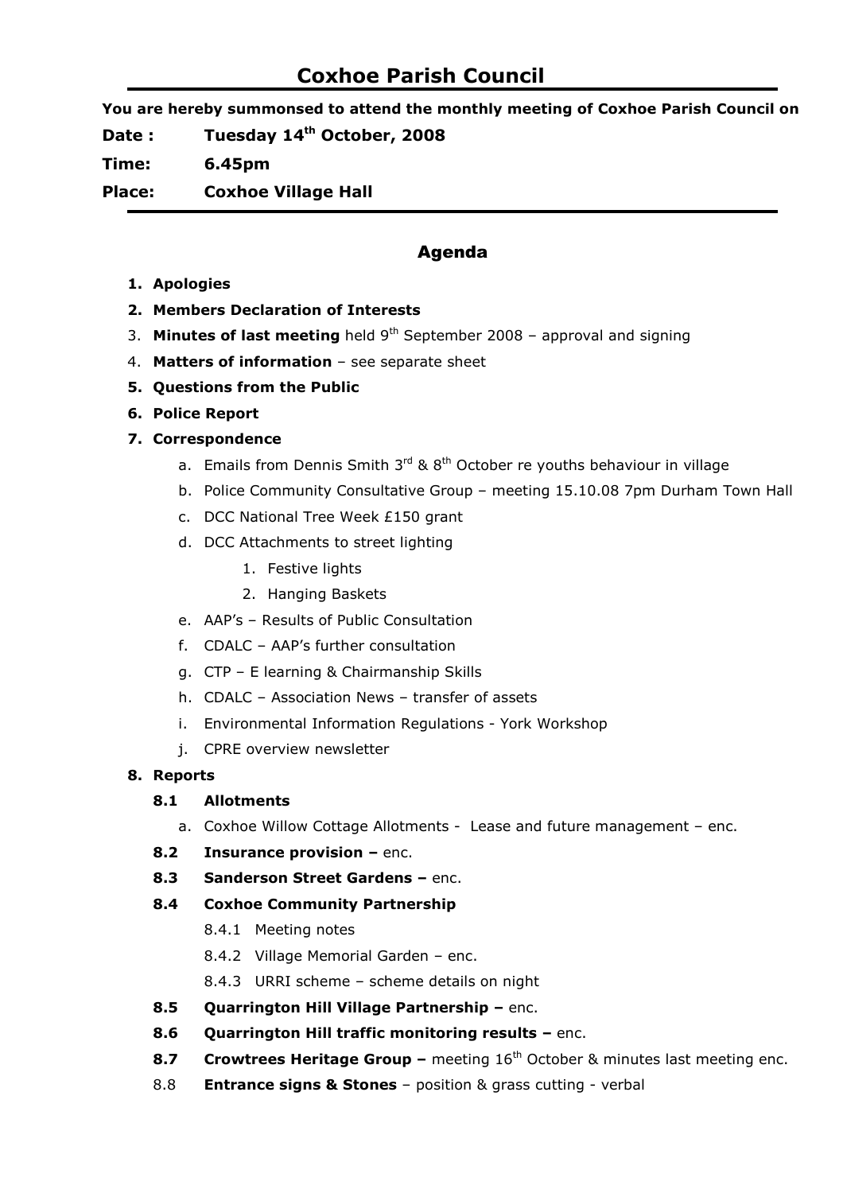# Coxhoe Parish Council

**You are hereby summonsed to attend the monthly meeting of Coxhoe Parish Council on**

**Date :** **Tuesday 14th October, 2008**

**Time:** **6.45pm**

**Place:** **Coxhoe Village Hall**

## Agenda

1. **Apologies**
2. **Members Declaration of Interests**
3. **Minutes of last meeting** held 9th September 2008 – approval and signing
4. **Matters of information** – see separate sheet
5. **Questions from the Public**
6. **Police Report**
7. **Correspondence**
   a. Emails from Dennis Smith 3rd & 8th October re youths behaviour in village
   b. Police Community Consultative Group – meeting 15.10.08 7pm Durham Town Hall
   c. DCC National Tree Week £150 grant
   d. DCC Attachments to street lighting
      1. Festive lights
      2. Hanging Baskets
   e. AAP's – Results of Public Consultation
   f. CDALC – AAP's further consultation
   g. CTP – E learning & Chairmanship Skills
   h. CDALC – Association News – transfer of assets
   i. Environmental Information Regulations - York Workshop
   j. CPRE overview newsletter
8. **Reports**
   - **8.1 Allotments**
     a. Coxhoe Willow Cottage Allotments - Lease and future management – enc.
   - **8.2 Insurance provision –** enc.
   - **8.3 Sanderson Street Gardens –** enc.
   - **8.4 Coxhoe Community Partnership**
     - 8.4.1 Meeting notes
     - 8.4.2 Village Memorial Garden – enc.
     - 8.4.3 URRI scheme – scheme details on night
   - **8.5 Quarrington Hill Village Partnership –** enc.
   - **8.6 Quarrington Hill traffic monitoring results –** enc.
   - **8.7 Crowtrees Heritage Group –** meeting 16th October & minutes last meeting enc.
   - 8.8 **Entrance signs & Stones** – position & grass cutting - verbal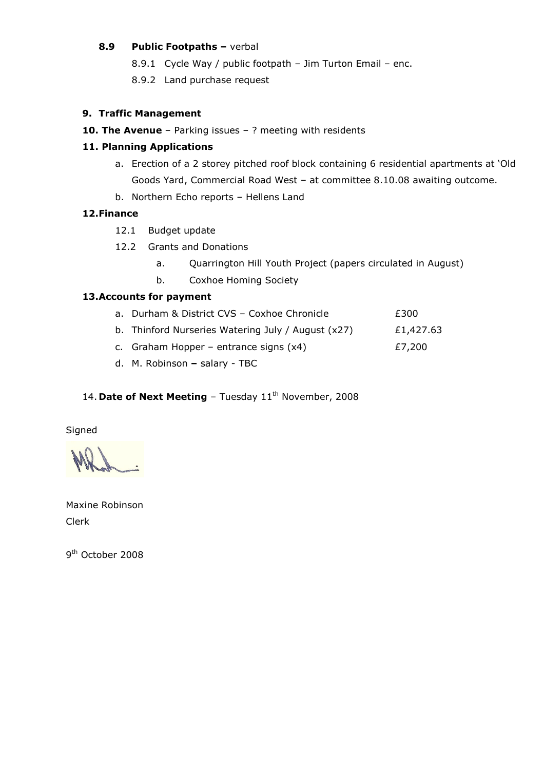**8.9 Public Footpaths –** verbal

8.9.1 Cycle Way / public footpath – Jim Turton Email – enc.

8.9.2 Land purchase request

**9. Traffic Management**

**10. The Avenue** – Parking issues – ? meeting with residents

**11. Planning Applications**

a. Erection of a 2 storey pitched roof block containing 6 residential apartments at 'Old Goods Yard, Commercial Road West – at committee 8.10.08 awaiting outcome.

b. Northern Echo reports – Hellens Land

**12. Finance**

12.1 Budget update

12.2 Grants and Donations

a. Quarrington Hill Youth Project (papers circulated in August)

b. Coxhoe Homing Society

**13. Accounts for payment**

| | |
|---|---|
| a. Durham & District CVS – Coxhoe Chronicle | £300 |
| b. Thinford Nurseries Watering July / August (x27) | £1,427.63 |
| c. Graham Hopper – entrance signs (x4) | £7,200 |
| d. M. Robinson **–** salary - TBC | |

14. **Date of Next Meeting** – Tuesday 11th November, 2008

Signed

Maxine Robinson
Clerk

9th October 2008